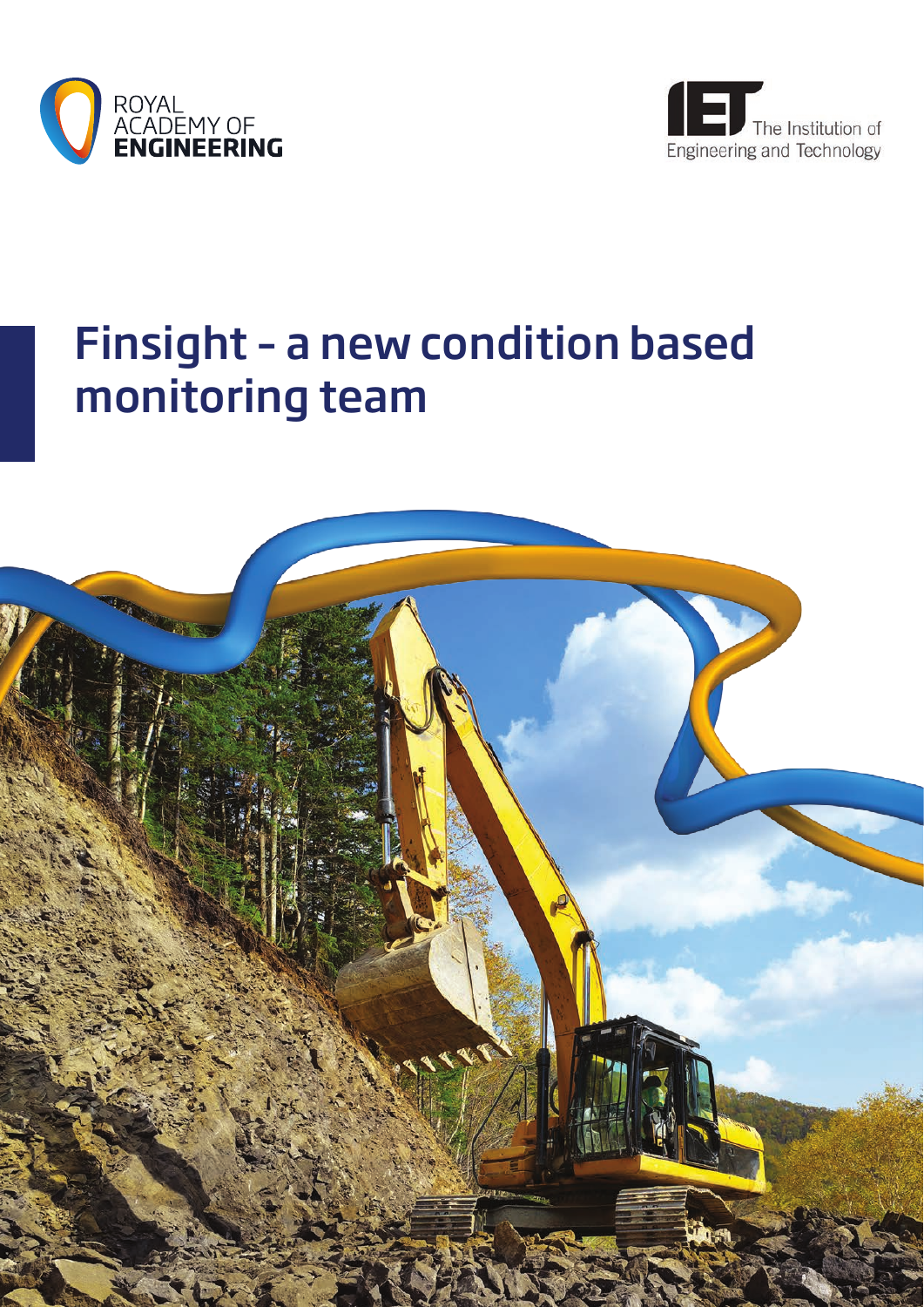ROYAL ACADEMY OF ENGINEERING

The Institution of Engineering and Technology

# Finsight – a new condition based monitoring team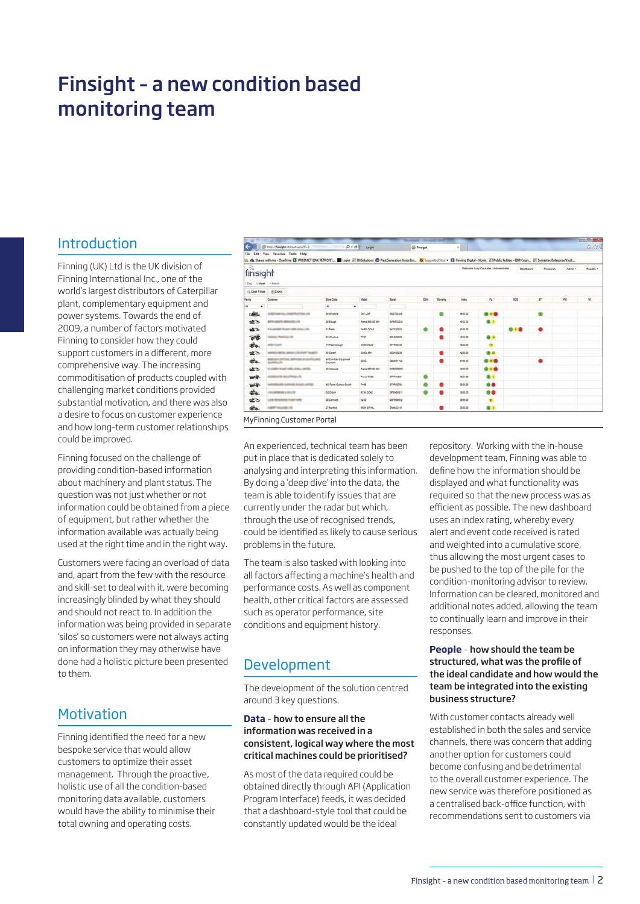# Finsight – a new condition based monitoring team

## Introduction

Finning (UK) Ltd is the UK division of Finning International Inc., one of the world's largest distributors of Caterpillar plant, complementary equipment and power systems. Towards the end of 2009, a number of factors motivated Finning to consider how they could support customers in a different, more comprehensive way. The increasing commoditisation of products coupled with challenging market conditions provided substantial motivation, and there was also a desire to focus on customer experience and how long-term customer relationships could be improved.

Finning focused on the challenge of providing condition-based information about machinery and plant status. The question was not just whether or not information could be obtained from a piece of equipment, but rather whether the information available was actually being used at the right time and in the right way.

Customers were facing an overload of data and, apart from the few with the resource and skill-set to deal with it, were becoming increasingly blinded by what they should and should not react to. In addition the information was being provided in separate 'silos' so customers were not always acting on information they may otherwise have done had a holistic picture been presented to them.

## Motivation

Finning identified the need for a new bespoke service that would allow customers to optimize their asset management. Through the proactive, holistic use of all the condition-based monitoring data available, customers would have the ability to minimise their total owning and operating costs.

MyFinning Customer Portal

An experienced, technical team has been put in place that is dedicated solely to analysing and interpreting this information. By doing a 'deep dive' into the data, the team is able to identify issues that are currently under the radar but which, through the use of recognised trends, could be identified as likely to cause serious problems in the future.

The team is also tasked with looking into all factors affecting a machine's health and performance costs. As well as component health, other critical factors are assessed such as operator performance, site conditions and equipment history.

## Development

The development of the solution centred around 3 key questions.

**Data – how to ensure all the information was received in a consistent, logical way where the most critical machines could be prioritised?**

As most of the data required could be obtained directly through API (Application Program Interface) feeds, it was decided that a dashboard-style tool that could be constantly updated would be the ideal repository. Working with the in-house development team, Finning was able to define how the information should be displayed and what functionality was required so that the new process was as efficient as possible. The new dashboard uses an index rating, whereby every alert and event code received is rated and weighted into a cumulative score, thus allowing the most urgent cases to be pushed to the top of the pile for the condition-monitoring advisor to review. Information can be cleared, monitored and additional notes added, allowing the team to continually learn and improve in their responses.

**People – how should the team be structured, what was the profile of the ideal candidate and how would the team be integrated into the existing business structure?**

With customer contacts already well established in both the sales and service channels, there was concern that adding another option for customers could become confusing and be detrimental to the overall customer experience. The new service was therefore positioned as a centralised back-office function, with recommendations sent to customers via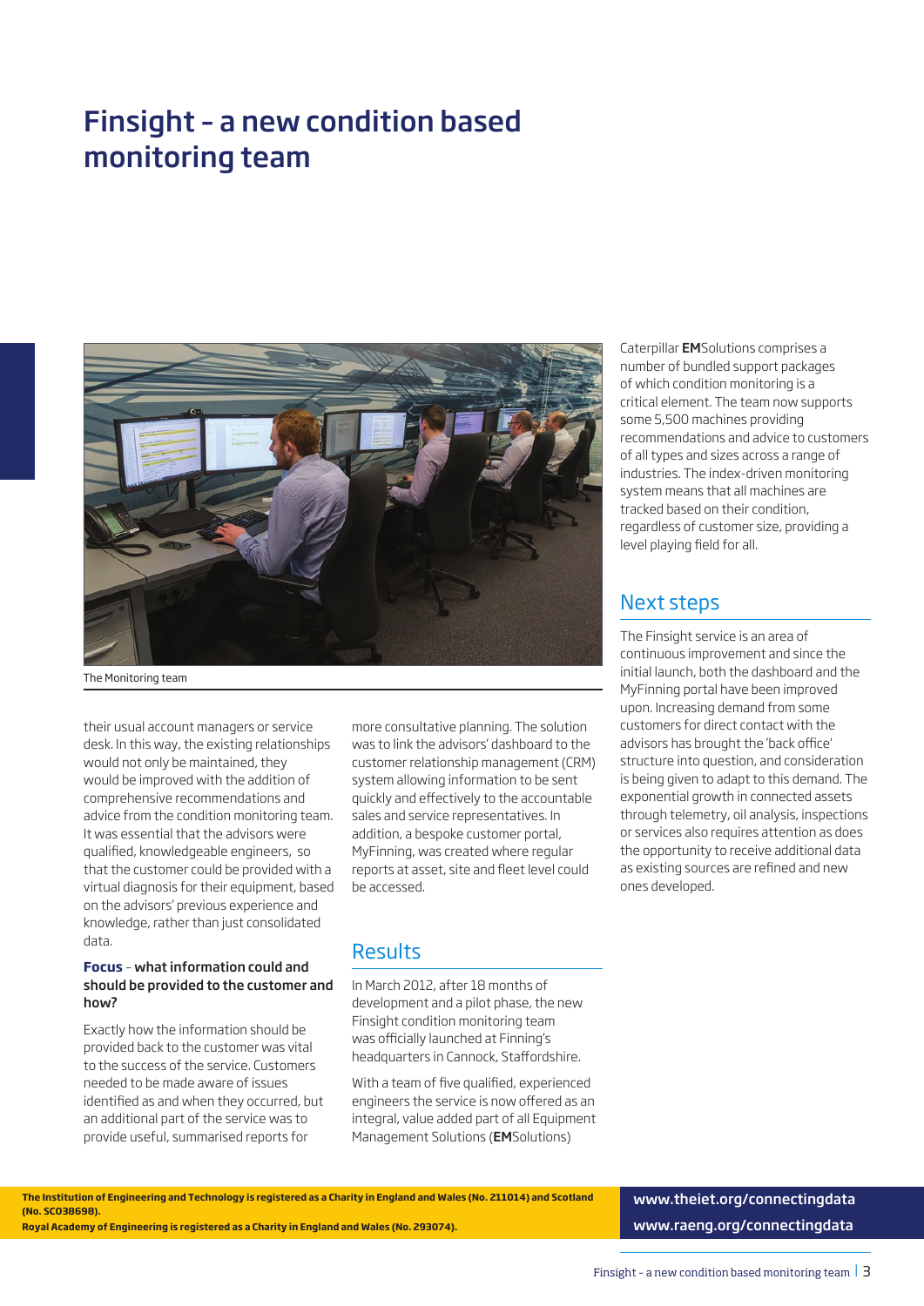# Finsight – a new condition based monitoring team

The Monitoring team

their usual account managers or service desk. In this way, the existing relationships would not only be maintained, they would be improved with the addition of comprehensive recommendations and advice from the condition monitoring team. It was essential that the advisors were qualified, knowledgeable engineers, so that the customer could be provided with a virtual diagnosis for their equipment, based on the advisors' previous experience and knowledge, rather than just consolidated data.

**Focus – what information could and should be provided to the customer and how?**

Exactly how the information should be provided back to the customer was vital to the success of the service. Customers needed to be made aware of issues identified as and when they occurred, but an additional part of the service was to provide useful, summarised reports for more consultative planning. The solution was to link the advisors' dashboard to the customer relationship management (CRM) system allowing information to be sent quickly and effectively to the accountable sales and service representatives. In addition, a bespoke customer portal, MyFinning, was created where regular reports at asset, site and fleet level could be accessed.

## Results

In March 2012, after 18 months of development and a pilot phase, the new Finsight condition monitoring team was officially launched at Finning's headquarters in Cannock, Staffordshire.

With a team of five qualified, experienced engineers the service is now offered as an integral, value added part of all Equipment Management Solutions (**EM**Solutions)

Caterpillar **EM**Solutions comprises a number of bundled support packages of which condition monitoring is a critical element. The team now supports some 5,500 machines providing recommendations and advice to customers of all types and sizes across a range of industries. The index-driven monitoring system means that all machines are tracked based on their condition, regardless of customer size, providing a level playing field for all.

## Next steps

The Finsight service is an area of continuous improvement and since the initial launch, both the dashboard and the MyFinning portal have been improved upon. Increasing demand from some customers for direct contact with the advisors has brought the 'back office' structure into question, and consideration is being given to adapt to this demand. The exponential growth in connected assets through telemetry, oil analysis, inspections or services also requires attention as does the opportunity to receive additional data as existing sources are refined and new ones developed.

**The Institution of Engineering and Technology is registered as a Charity in England and Wales (No. 211014) and Scotland (No. SC038698).**
**Royal Academy of Engineering is registered as a Charity in England and Wales (No. 293074).**

**www.theiet.org/connectingdata**
**www.raeng.org/connectingdata**